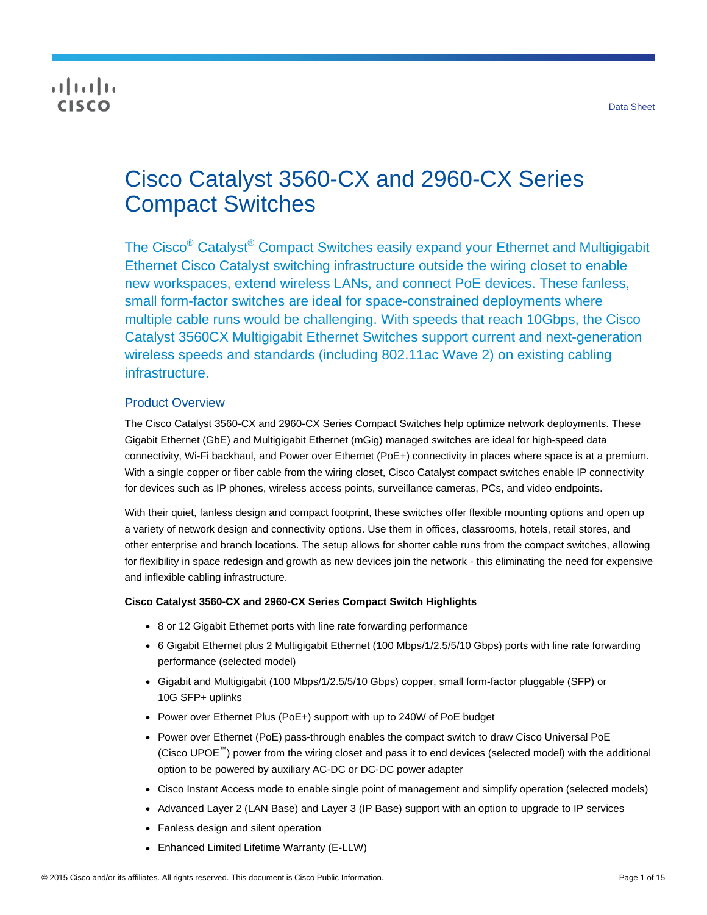Data Sheet

# Cisco Catalyst 3560-CX and 2960-CX Series Compact Switches

The Cisco® Catalyst® Compact Switches easily expand your Ethernet and Multigigabit Ethernet Cisco Catalyst switching infrastructure outside the wiring closet to enable new workspaces, extend wireless LANs, and connect PoE devices. These fanless, small form-factor switches are ideal for space-constrained deployments where multiple cable runs would be challenging. With speeds that reach 10Gbps, the Cisco Catalyst 3560CX Multigigabit Ethernet Switches support current and next-generation wireless speeds and standards (including 802.11ac Wave 2) on existing cabling infrastructure.

## Product Overview

The Cisco Catalyst 3560-CX and 2960-CX Series Compact Switches help optimize network deployments. These Gigabit Ethernet (GbE) and Multigigabit Ethernet (mGig) managed switches are ideal for high-speed data connectivity, Wi-Fi backhaul, and Power over Ethernet (PoE+) connectivity in places where space is at a premium. With a single copper or fiber cable from the wiring closet, Cisco Catalyst compact switches enable IP connectivity for devices such as IP phones, wireless access points, surveillance cameras, PCs, and video endpoints.

With their quiet, fanless design and compact footprint, these switches offer flexible mounting options and open up a variety of network design and connectivity options. Use them in offices, classrooms, hotels, retail stores, and other enterprise and branch locations. The setup allows for shorter cable runs from the compact switches, allowing for flexibility in space redesign and growth as new devices join the network - this eliminating the need for expensive and inflexible cabling infrastructure.

**Cisco Catalyst 3560-CX and 2960-CX Series Compact Switch Highlights**

- 8 or 12 Gigabit Ethernet ports with line rate forwarding performance
- 6 Gigabit Ethernet plus 2 Multigigabit Ethernet (100 Mbps/1/2.5/5/10 Gbps) ports with line rate forwarding performance (selected model)
- Gigabit and Multigigabit (100 Mbps/1/2.5/5/10 Gbps) copper, small form-factor pluggable (SFP) or 10G SFP+ uplinks
- Power over Ethernet Plus (PoE+) support with up to 240W of PoE budget
- Power over Ethernet (PoE) pass-through enables the compact switch to draw Cisco Universal PoE (Cisco UPOE™) power from the wiring closet and pass it to end devices (selected model) with the additional option to be powered by auxiliary AC-DC or DC-DC power adapter
- Cisco Instant Access mode to enable single point of management and simplify operation (selected models)
- Advanced Layer 2 (LAN Base) and Layer 3 (IP Base) support with an option to upgrade to IP services
- Fanless design and silent operation
- Enhanced Limited Lifetime Warranty (E-LLW)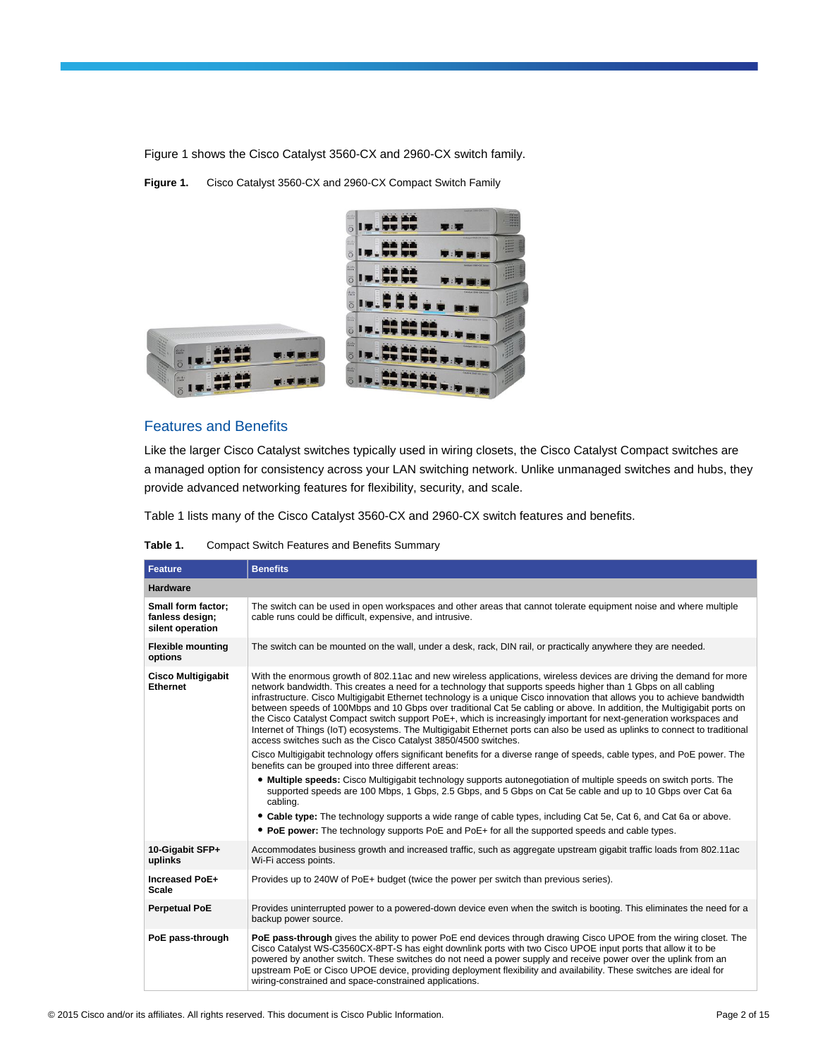Figure 1 shows the Cisco Catalyst 3560-CX and 2960-CX switch family.

**Figure 1.** Cisco Catalyst 3560-CX and 2960-CX Compact Switch Family

## Features and Benefits

Like the larger Cisco Catalyst switches typically used in wiring closets, the Cisco Catalyst Compact switches are a managed option for consistency across your LAN switching network. Unlike unmanaged switches and hubs, they provide advanced networking features for flexibility, security, and scale.

Table 1 lists many of the Cisco Catalyst 3560-CX and 2960-CX switch features and benefits.

**Table 1.** Compact Switch Features and Benefits Summary

| Feature | Benefits |
|---|---|
| **Hardware** | |
| **Small form factor; fanless design; silent operation** | The switch can be used in open workspaces and other areas that cannot tolerate equipment noise and where multiple cable runs could be difficult, expensive, and intrusive. |
| **Flexible mounting options** | The switch can be mounted on the wall, under a desk, rack, DIN rail, or practically anywhere they are needed. |
| **Cisco Multigigabit Ethernet** | With the enormous growth of 802.11ac and new wireless applications, wireless devices are driving the demand for more network bandwidth. This creates a need for a technology that supports speeds higher than 1 Gbps on all cabling infrastructure. Cisco Multigigabit Ethernet technology is a unique Cisco innovation that allows you to achieve bandwidth between speeds of 100Mbps and 10 Gbps over traditional Cat 5e cabling or above. In addition, the Multigigabit ports on the Cisco Catalyst Compact switch support PoE+, which is increasingly important for next-generation workspaces and Internet of Things (IoT) ecosystems. The Multigigabit Ethernet ports can also be used as uplinks to connect to traditional access switches such as the Cisco Catalyst 3850/4500 switches.<br><br>Cisco Multigigabit technology offers significant benefits for a diverse range of speeds, cable types, and PoE power. The benefits can be grouped into three different areas:<br>• **Multiple speeds:** Cisco Multigigabit technology supports autonegotiation of multiple speeds on switch ports. The supported speeds are 100 Mbps, 1 Gbps, 2.5 Gbps, and 5 Gbps on Cat 5e cable and up to 10 Gbps over Cat 6a cabling.<br>• **Cable type:** The technology supports a wide range of cable types, including Cat 5e, Cat 6, and Cat 6a or above.<br>• **PoE power:** The technology supports PoE and PoE+ for all the supported speeds and cable types. |
| **10-Gigabit SFP+ uplinks** | Accommodates business growth and increased traffic, such as aggregate upstream gigabit traffic loads from 802.11ac Wi-Fi access points. |
| **Increased PoE+ Scale** | Provides up to 240W of PoE+ budget (twice the power per switch than previous series). |
| **Perpetual PoE** | Provides uninterrupted power to a powered-down device even when the switch is booting. This eliminates the need for a backup power source. |
| **PoE pass-through** | **PoE pass-through** gives the ability to power PoE end devices through drawing Cisco UPOE from the wiring closet. The Cisco Catalyst WS-C3560CX-8PT-S has eight downlink ports with two Cisco UPOE input ports that allow it to be powered by another switch. These switches do not need a power supply and receive power over the uplink from an upstream PoE or Cisco UPOE device, providing deployment flexibility and availability. These switches are ideal for wiring-constrained and space-constrained applications. |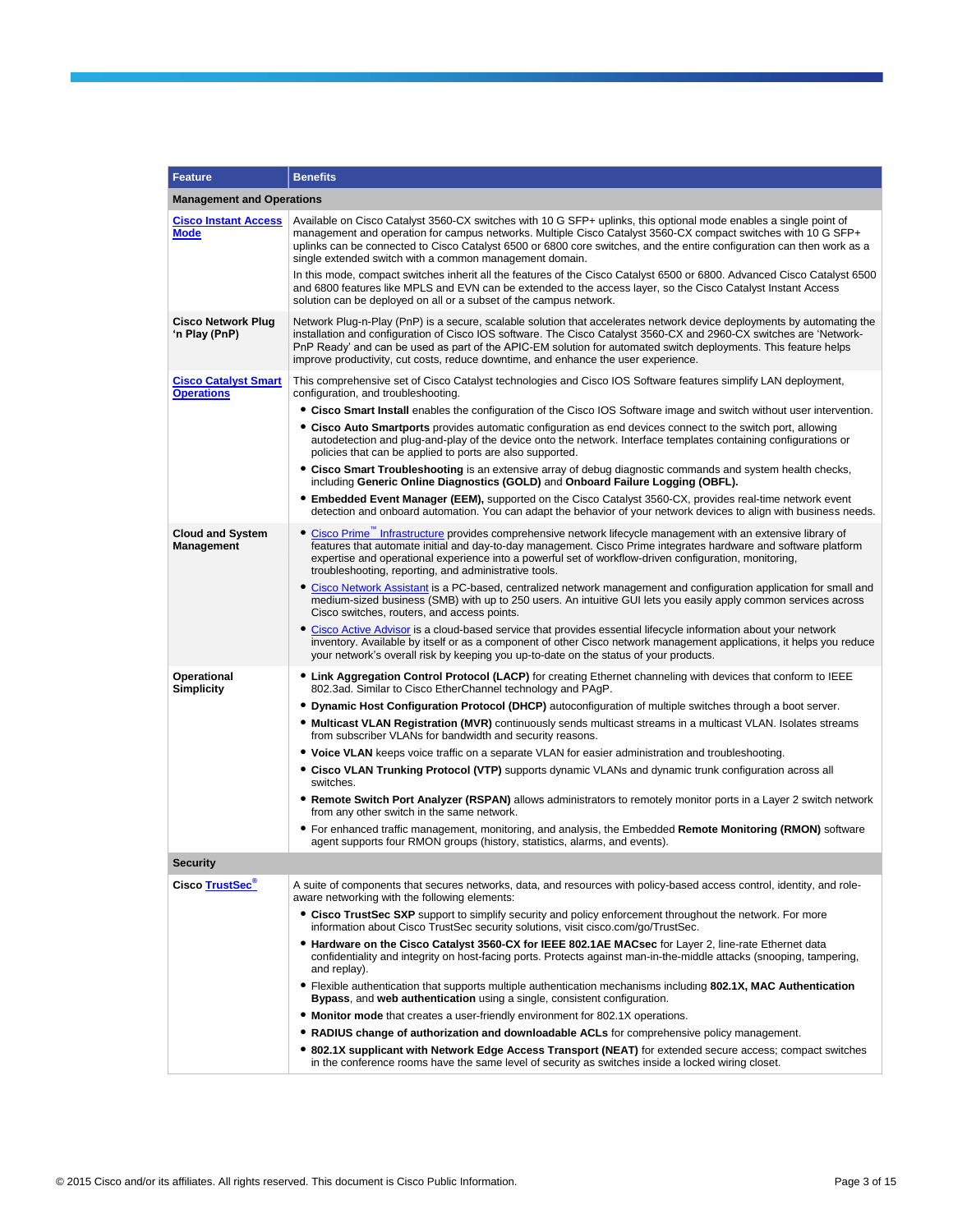| Feature | Benefits |
|---|---|
| **Management and Operations** | |
| **Cisco Instant Access Mode** | Available on Cisco Catalyst 3560-CX switches with 10 G SFP+ uplinks, this optional mode enables a single point of management and operation for campus networks. Multiple Cisco Catalyst 3560-CX compact switches with 10 G SFP+ uplinks can be connected to Cisco Catalyst 6500 or 6800 core switches, and the entire configuration can then work as a single extended switch with a common management domain.<br><br>In this mode, compact switches inherit all the features of the Cisco Catalyst 6500 or 6800. Advanced Cisco Catalyst 6500 and 6800 features like MPLS and EVN can be extended to the access layer, so the Cisco Catalyst Instant Access solution can be deployed on all or a subset of the campus network. |
| **Cisco Network Plug 'n Play (PnP)** | Network Plug-n-Play (PnP) is a secure, scalable solution that accelerates network device deployments by automating the installation and configuration of Cisco IOS software. The Cisco Catalyst 3560-CX and 2960-CX switches are 'Network-PnP Ready' and can be used as part of the APIC-EM solution for automated switch deployments. This feature helps improve productivity, cut costs, reduce downtime, and enhance the user experience. |
| **Cisco Catalyst Smart Operations** | This comprehensive set of Cisco Catalyst technologies and Cisco IOS Software features simplify LAN deployment, configuration, and troubleshooting.<br>• **Cisco Smart Install** enables the configuration of the Cisco IOS Software image and switch without user intervention.<br>• **Cisco Auto Smartports** provides automatic configuration as end devices connect to the switch port, allowing autodetection and plug-and-play of the device onto the network. Interface templates containing configurations or policies that can be applied to ports are also supported.<br>• **Cisco Smart Troubleshooting** is an extensive array of debug diagnostic commands and system health checks, including **Generic Online Diagnostics (GOLD)** and **Onboard Failure Logging (OBFL).**<br>• **Embedded Event Manager (EEM),** supported on the Cisco Catalyst 3560-CX, provides real-time network event detection and onboard automation. You can adapt the behavior of your network devices to align with business needs. |
| **Cloud and System Management** | • Cisco Prime™ Infrastructure provides comprehensive network lifecycle management with an extensive library of features that automate initial and day-to-day management. Cisco Prime integrates hardware and software platform expertise and operational experience into a powerful set of workflow-driven configuration, monitoring, troubleshooting, reporting, and administrative tools.<br>• Cisco Network Assistant is a PC-based, centralized network management and configuration application for small and medium-sized business (SMB) with up to 250 users. An intuitive GUI lets you easily apply common services across Cisco switches, routers, and access points.<br>• Cisco Active Advisor is a cloud-based service that provides essential lifecycle information about your network inventory. Available by itself or as a component of other Cisco network management applications, it helps you reduce your network's overall risk by keeping you up-to-date on the status of your products. |
| **Operational Simplicity** | • **Link Aggregation Control Protocol (LACP)** for creating Ethernet channeling with devices that conform to IEEE 802.3ad. Similar to Cisco EtherChannel technology and PAgP.<br>• **Dynamic Host Configuration Protocol (DHCP)** autoconfiguration of multiple switches through a boot server.<br>• **Multicast VLAN Registration (MVR)** continuously sends multicast streams in a multicast VLAN. Isolates streams from subscriber VLANs for bandwidth and security reasons.<br>• **Voice VLAN** keeps voice traffic on a separate VLAN for easier administration and troubleshooting.<br>• **Cisco VLAN Trunking Protocol (VTP)** supports dynamic VLANs and dynamic trunk configuration across all switches.<br>• **Remote Switch Port Analyzer (RSPAN)** allows administrators to remotely monitor ports in a Layer 2 switch network from any other switch in the same network.<br>• For enhanced traffic management, monitoring, and analysis, the Embedded **Remote Monitoring (RMON)** software agent supports four RMON groups (history, statistics, alarms, and events). |
| **Security** | |
| **Cisco TrustSec®** | A suite of components that secures networks, data, and resources with policy-based access control, identity, and role-aware networking with the following elements:<br>• **Cisco TrustSec SXP** support to simplify security and policy enforcement throughout the network. For more information about Cisco TrustSec security solutions, visit cisco.com/go/TrustSec.<br>• **Hardware on the Cisco Catalyst 3560-CX for IEEE 802.1AE MACsec** for Layer 2, line-rate Ethernet data confidentiality and integrity on host-facing ports. Protects against man-in-the-middle attacks (snooping, tampering, and replay).<br>• Flexible authentication that supports multiple authentication mechanisms including **802.1X, MAC Authentication Bypass**, and **web authentication** using a single, consistent configuration.<br>• **Monitor mode** that creates a user-friendly environment for 802.1X operations.<br>• **RADIUS change of authorization and downloadable ACLs** for comprehensive policy management.<br>• **802.1X supplicant with Network Edge Access Transport (NEAT)** for extended secure access; compact switches in the conference rooms have the same level of security as switches inside a locked wiring closet. |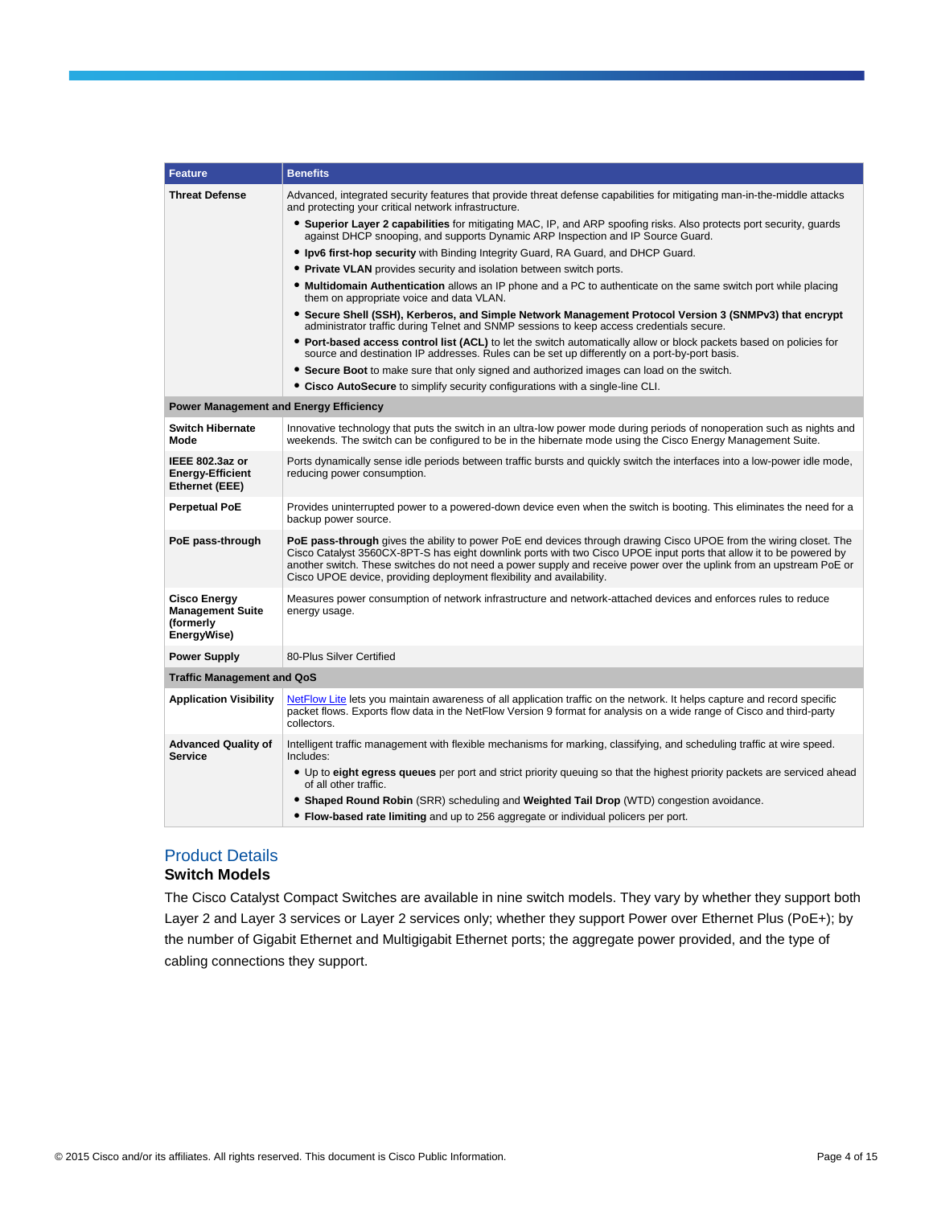| Feature | Benefits |
| --- | --- |
| **Threat Defense** | Advanced, integrated security features that provide threat defense capabilities for mitigating man-in-the-middle attacks and protecting your critical network infrastructure.<br>• **Superior Layer 2 capabilities** for mitigating MAC, IP, and ARP spoofing risks. Also protects port security, guards against DHCP snooping, and supports Dynamic ARP Inspection and IP Source Guard.<br>• **Ipv6 first-hop security** with Binding Integrity Guard, RA Guard, and DHCP Guard.<br>• **Private VLAN** provides security and isolation between switch ports.<br>• **Multidomain Authentication** allows an IP phone and a PC to authenticate on the same switch port while placing them on appropriate voice and data VLAN.<br>• **Secure Shell (SSH), Kerberos, and Simple Network Management Protocol Version 3 (SNMPv3) that encrypt** administrator traffic during Telnet and SNMP sessions to keep access credentials secure.<br>• **Port-based access control list (ACL)** to let the switch automatically allow or block packets based on policies for source and destination IP addresses. Rules can be set up differently on a port-by-port basis.<br>• **Secure Boot** to make sure that only signed and authorized images can load on the switch.<br>• **Cisco AutoSecure** to simplify security configurations with a single-line CLI. |
| **Power Management and Energy Efficiency** | |
| **Switch Hibernate Mode** | Innovative technology that puts the switch in an ultra-low power mode during periods of nonoperation such as nights and weekends. The switch can be configured to be in the hibernate mode using the Cisco Energy Management Suite. |
| **IEEE 802.3az or Energy-Efficient Ethernet (EEE)** | Ports dynamically sense idle periods between traffic bursts and quickly switch the interfaces into a low-power idle mode, reducing power consumption. |
| **Perpetual PoE** | Provides uninterrupted power to a powered-down device even when the switch is booting. This eliminates the need for a backup power source. |
| **PoE pass-through** | **PoE pass-through** gives the ability to power PoE end devices through drawing Cisco UPOE from the wiring closet. The Cisco Catalyst 3560CX-8PT-S has eight downlink ports with two Cisco UPOE input ports that allow it to be powered by another switch. These switches do not need a power supply and receive power over the uplink from an upstream PoE or Cisco UPOE device, providing deployment flexibility and availability. |
| **Cisco Energy Management Suite (formerly EnergyWise)** | Measures power consumption of network infrastructure and network-attached devices and enforces rules to reduce energy usage. |
| **Power Supply** | 80-Plus Silver Certified |
| **Traffic Management and QoS** | |
| **Application Visibility** | NetFlow Lite lets you maintain awareness of all application traffic on the network. It helps capture and record specific packet flows. Exports flow data in the NetFlow Version 9 format for analysis on a wide range of Cisco and third-party collectors. |
| **Advanced Quality of Service** | Intelligent traffic management with flexible mechanisms for marking, classifying, and scheduling traffic at wire speed. Includes:<br>• Up to **eight egress queues** per port and strict priority queuing so that the highest priority packets are serviced ahead of all other traffic.<br>• **Shaped Round Robin** (SRR) scheduling and **Weighted Tail Drop** (WTD) congestion avoidance.<br>• **Flow-based rate limiting** and up to 256 aggregate or individual policers per port. |

## Product Details

### Switch Models

The Cisco Catalyst Compact Switches are available in nine switch models. They vary by whether they support both Layer 2 and Layer 3 services or Layer 2 services only; whether they support Power over Ethernet Plus (PoE+); by the number of Gigabit Ethernet and Multigigabit Ethernet ports; the aggregate power provided, and the type of cabling connections they support.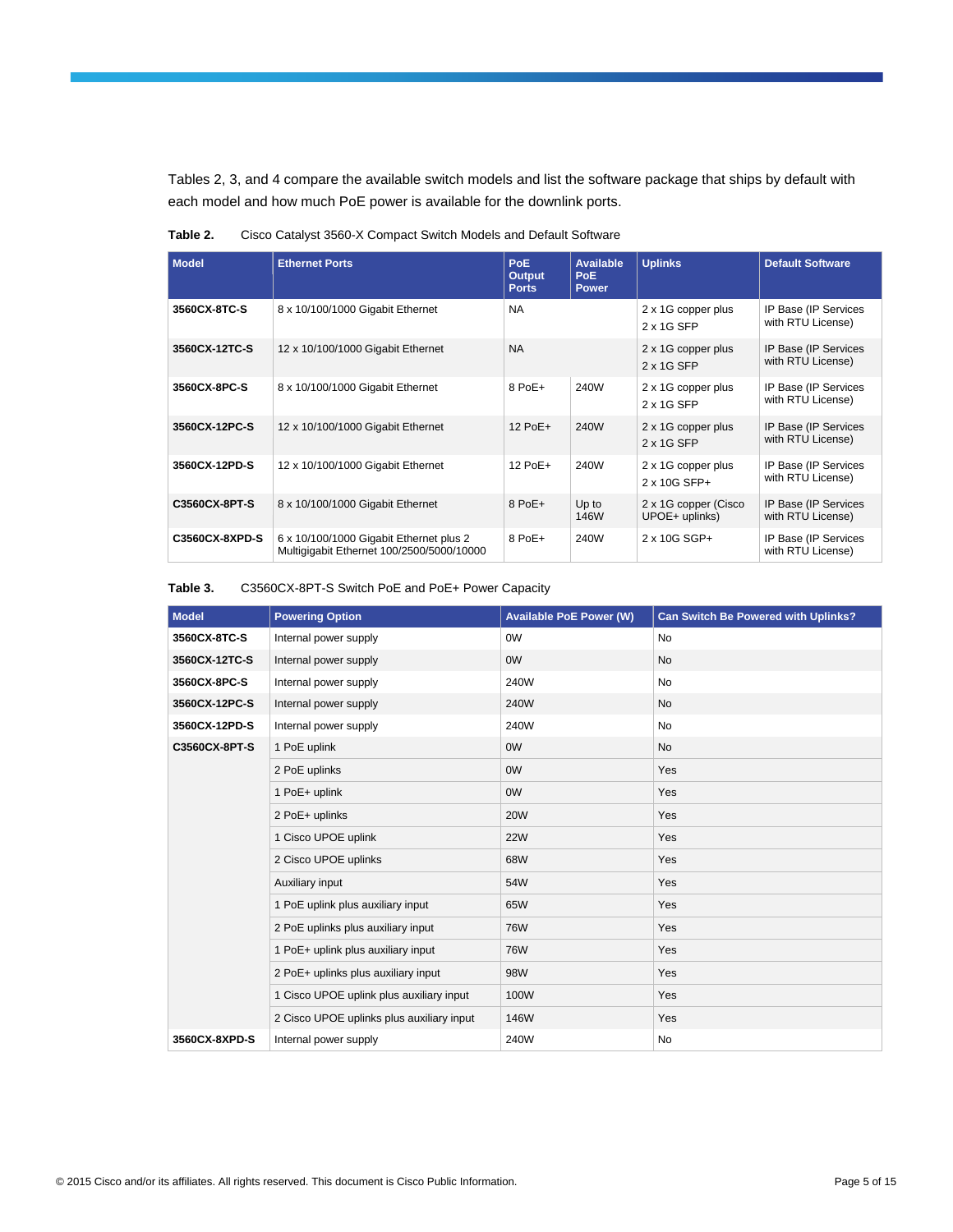Tables 2, 3, and 4 compare the available switch models and list the software package that ships by default with each model and how much PoE power is available for the downlink ports.

**Table 2.** Cisco Catalyst 3560-X Compact Switch Models and Default Software

| Model | Ethernet Ports | PoE Output Ports | Available PoE Power | Uplinks | Default Software |
|---|---|---|---|---|---|
| **3560CX-8TC-S** | 8 x 10/100/1000 Gigabit Ethernet | NA | | 2 x 1G copper plus 2 x 1G SFP | IP Base (IP Services with RTU License) |
| **3560CX-12TC-S** | 12 x 10/100/1000 Gigabit Ethernet | NA | | 2 x 1G copper plus 2 x 1G SFP | IP Base (IP Services with RTU License) |
| **3560CX-8PC-S** | 8 x 10/100/1000 Gigabit Ethernet | 8 PoE+ | 240W | 2 x 1G copper plus 2 x 1G SFP | IP Base (IP Services with RTU License) |
| **3560CX-12PC-S** | 12 x 10/100/1000 Gigabit Ethernet | 12 PoE+ | 240W | 2 x 1G copper plus 2 x 1G SFP | IP Base (IP Services with RTU License) |
| **3560CX-12PD-S** | 12 x 10/100/1000 Gigabit Ethernet | 12 PoE+ | 240W | 2 x 1G copper plus 2 x 10G SFP+ | IP Base (IP Services with RTU License) |
| **C3560CX-8PT-S** | 8 x 10/100/1000 Gigabit Ethernet | 8 PoE+ | Up to 146W | 2 x 1G copper (Cisco UPOE+ uplinks) | IP Base (IP Services with RTU License) |
| **C3560CX-8XPD-S** | 6 x 10/100/1000 Gigabit Ethernet plus 2 Multigigabit Ethernet 100/2500/5000/10000 | 8 PoE+ | 240W | 2 x 10G SGP+ | IP Base (IP Services with RTU License) |

**Table 3.** C3560CX-8PT-S Switch PoE and PoE+ Power Capacity

| Model | Powering Option | Available PoE Power (W) | Can Switch Be Powered with Uplinks? |
|---|---|---|---|
| **3560CX-8TC-S** | Internal power supply | 0W | No |
| **3560CX-12TC-S** | Internal power supply | 0W | No |
| **3560CX-8PC-S** | Internal power supply | 240W | No |
| **3560CX-12PC-S** | Internal power supply | 240W | No |
| **3560CX-12PD-S** | Internal power supply | 240W | No |
| **C3560CX-8PT-S** | 1 PoE uplink | 0W | No |
| | 2 PoE uplinks | 0W | Yes |
| | 1 PoE+ uplink | 0W | Yes |
| | 2 PoE+ uplinks | 20W | Yes |
| | 1 Cisco UPOE uplink | 22W | Yes |
| | 2 Cisco UPOE uplinks | 68W | Yes |
| | Auxiliary input | 54W | Yes |
| | 1 PoE uplink plus auxiliary input | 65W | Yes |
| | 2 PoE uplinks plus auxiliary input | 76W | Yes |
| | 1 PoE+ uplink plus auxiliary input | 76W | Yes |
| | 2 PoE+ uplinks plus auxiliary input | 98W | Yes |
| | 1 Cisco UPOE uplink plus auxiliary input | 100W | Yes |
| | 2 Cisco UPOE uplinks plus auxiliary input | 146W | Yes |
| **3560CX-8XPD-S** | Internal power supply | 240W | No |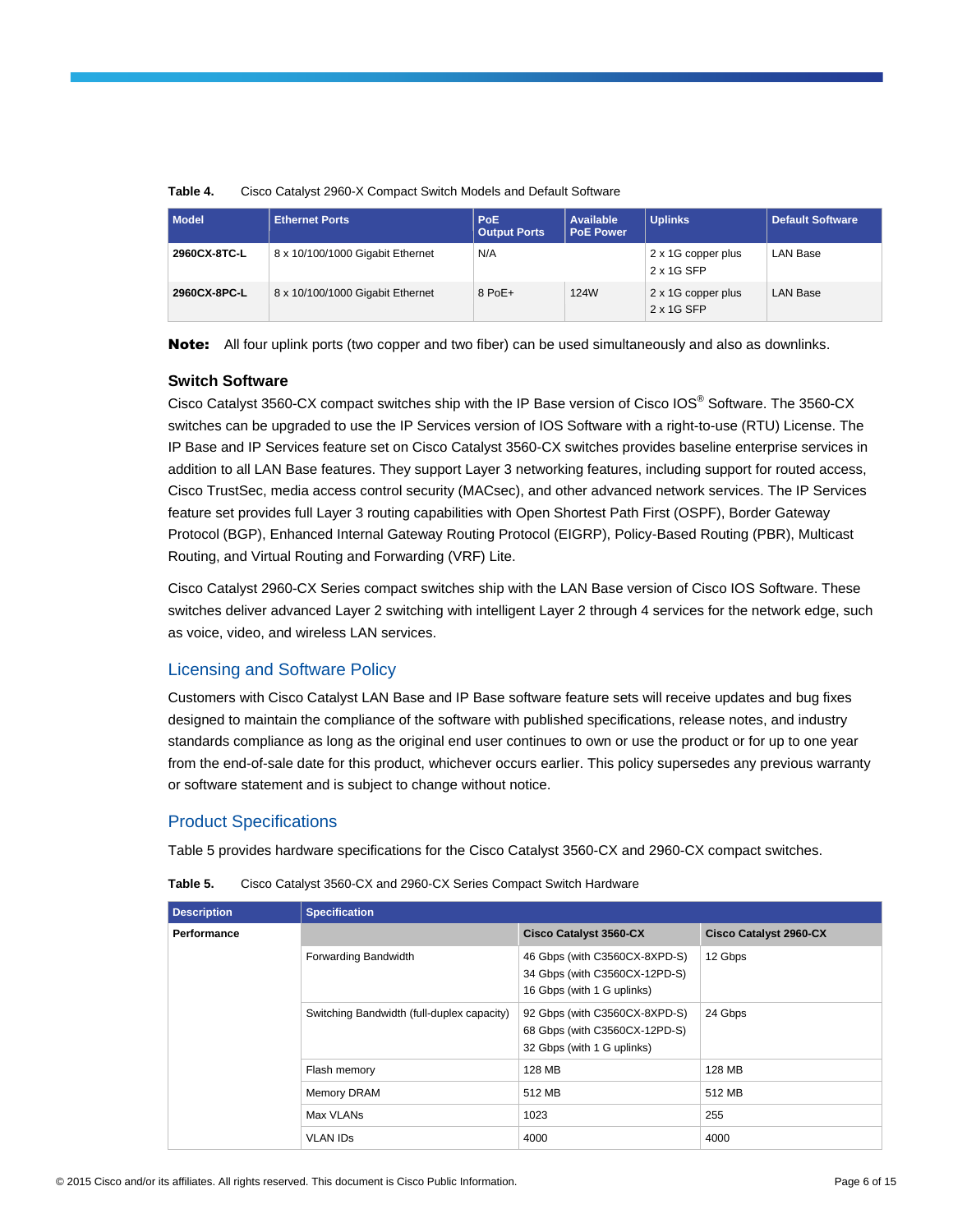**Table 4.** Cisco Catalyst 2960-X Compact Switch Models and Default Software

| Model | Ethernet Ports | PoE Output Ports | Available PoE Power | Uplinks | Default Software |
|---|---|---|---|---|---|
| **2960CX-8TC-L** | 8 x 10/100/1000 Gigabit Ethernet | N/A | | 2 x 1G copper plus 2 x 1G SFP | LAN Base |
| **2960CX-8PC-L** | 8 x 10/100/1000 Gigabit Ethernet | 8 PoE+ | 124W | 2 x 1G copper plus 2 x 1G SFP | LAN Base |

**Note:** All four uplink ports (two copper and two fiber) can be used simultaneously and also as downlinks.

### Switch Software

Cisco Catalyst 3560-CX compact switches ship with the IP Base version of Cisco IOS® Software. The 3560-CX switches can be upgraded to use the IP Services version of IOS Software with a right-to-use (RTU) License. The IP Base and IP Services feature set on Cisco Catalyst 3560-CX switches provides baseline enterprise services in addition to all LAN Base features. They support Layer 3 networking features, including support for routed access, Cisco TrustSec, media access control security (MACsec), and other advanced network services. The IP Services feature set provides full Layer 3 routing capabilities with Open Shortest Path First (OSPF), Border Gateway Protocol (BGP), Enhanced Internal Gateway Routing Protocol (EIGRP), Policy-Based Routing (PBR), Multicast Routing, and Virtual Routing and Forwarding (VRF) Lite.

Cisco Catalyst 2960-CX Series compact switches ship with the LAN Base version of Cisco IOS Software. These switches deliver advanced Layer 2 switching with intelligent Layer 2 through 4 services for the network edge, such as voice, video, and wireless LAN services.

## Licensing and Software Policy

Customers with Cisco Catalyst LAN Base and IP Base software feature sets will receive updates and bug fixes designed to maintain the compliance of the software with published specifications, release notes, and industry standards compliance as long as the original end user continues to own or use the product or for up to one year from the end-of-sale date for this product, whichever occurs earlier. This policy supersedes any previous warranty or software statement and is subject to change without notice.

## Product Specifications

Table 5 provides hardware specifications for the Cisco Catalyst 3560-CX and 2960-CX compact switches.

**Table 5.** Cisco Catalyst 3560-CX and 2960-CX Series Compact Switch Hardware

| Description | Specification | | |
|---|---|---|---|
| **Performance** | | **Cisco Catalyst 3560-CX** | **Cisco Catalyst 2960-CX** |
| | Forwarding Bandwidth | 46 Gbps (with C3560CX-8XPD-S)<br>34 Gbps (with C3560CX-12PD-S)<br>16 Gbps (with 1 G uplinks) | 12 Gbps |
| | Switching Bandwidth (full-duplex capacity) | 92 Gbps (with C3560CX-8XPD-S)<br>68 Gbps (with C3560CX-12PD-S)<br>32 Gbps (with 1 G uplinks) | 24 Gbps |
| | Flash memory | 128 MB | 128 MB |
| | Memory DRAM | 512 MB | 512 MB |
| | Max VLANs | 1023 | 255 |
| | VLAN IDs | 4000 | 4000 |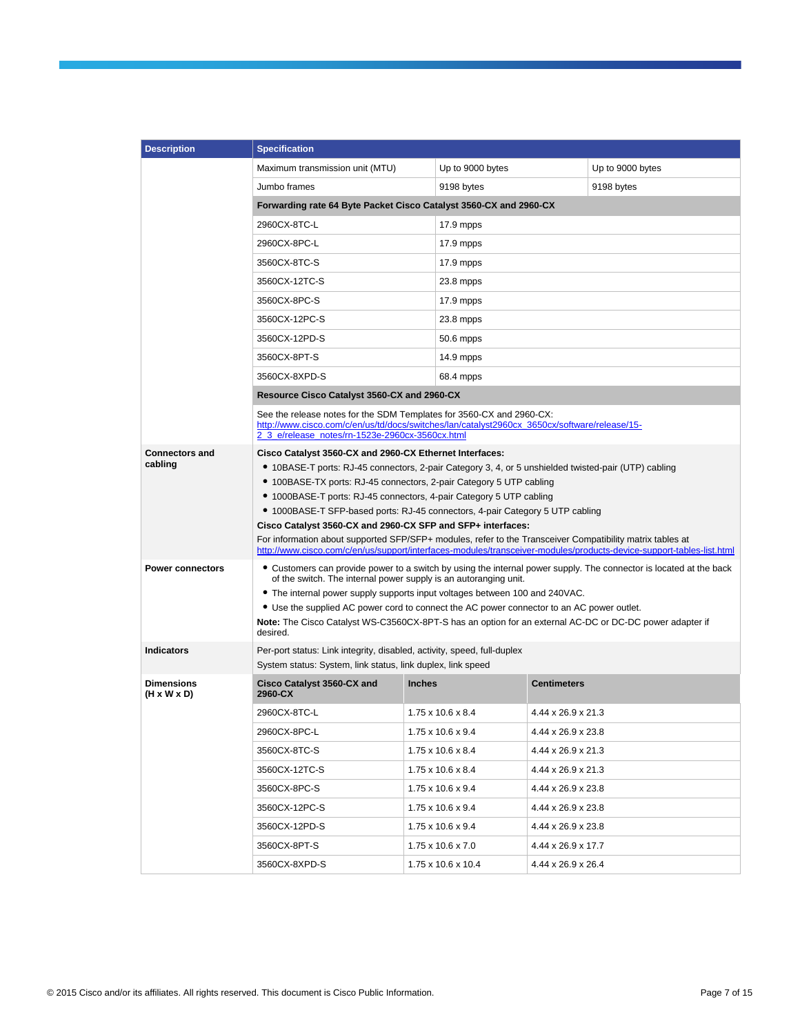| Description | Specification | | |
|---|---|---|---|
| | Maximum transmission unit (MTU) | Up to 9000 bytes | Up to 9000 bytes |
| | Jumbo frames | 9198 bytes | 9198 bytes |
| | **Forwarding rate 64 Byte Packet Cisco Catalyst 3560-CX and 2960-CX** | | |
| | 2960CX-8TC-L | 17.9 mpps | |
| | 2960CX-8PC-L | 17.9 mpps | |
| | 3560CX-8TC-S | 17.9 mpps | |
| | 3560CX-12TC-S | 23.8 mpps | |
| | 3560CX-8PC-S | 17.9 mpps | |
| | 3560CX-12PC-S | 23.8 mpps | |
| | 3560CX-12PD-S | 50.6 mpps | |
| | 3560CX-8PT-S | 14.9 mpps | |
| | 3560CX-8XPD-S | 68.4 mpps | |
| | **Resource Cisco Catalyst 3560-CX and 2960-CX** | | |
| | See the release notes for the SDM Templates for 3560-CX and 2960-CX: http://www.cisco.com/c/en/us/td/docs/switches/lan/catalyst2960cx_3650cx/software/release/15-2_3_e/release_notes/rn-1523e-2960cx-3560cx.html | | |
| **Connectors and cabling** | **Cisco Catalyst 3560-CX and 2960-CX Ethernet Interfaces:**<br>• 10BASE-T ports: RJ-45 connectors, 2-pair Category 3, 4, or 5 unshielded twisted-pair (UTP) cabling<br>• 100BASE-TX ports: RJ-45 connectors, 2-pair Category 5 UTP cabling<br>• 1000BASE-T ports: RJ-45 connectors, 4-pair Category 5 UTP cabling<br>• 1000BASE-T SFP-based ports: RJ-45 connectors, 4-pair Category 5 UTP cabling<br>**Cisco Catalyst 3560-CX and 2960-CX SFP and SFP+ interfaces:**<br>For information about supported SFP/SFP+ modules, refer to the Transceiver Compatibility matrix tables at http://www.cisco.com/c/en/us/support/interfaces-modules/transceiver-modules/products-device-support-tables-list.html | | |
| **Power connectors** | • Customers can provide power to a switch by using the internal power supply. The connector is located at the back of the switch. The internal power supply is an autoranging unit.<br>• The internal power supply supports input voltages between 100 and 240VAC.<br>• Use the supplied AC power cord to connect the AC power connector to an AC power outlet.<br>**Note:** The Cisco Catalyst WS-C3560CX-8PT-S has an option for an external AC-DC or DC-DC power adapter if desired. | | |
| **Indicators** | Per-port status: Link integrity, disabled, activity, speed, full-duplex<br>System status: System, link status, link duplex, link speed | | |
| **Dimensions (H x W x D)** | **Cisco Catalyst 3560-CX and 2960-CX** | **Inches** | **Centimeters** |
| | 2960CX-8TC-L | 1.75 x 10.6 x 8.4 | 4.44 x 26.9 x 21.3 |
| | 2960CX-8PC-L | 1.75 x 10.6 x 9.4 | 4.44 x 26.9 x 23.8 |
| | 3560CX-8TC-S | 1.75 x 10.6 x 8.4 | 4.44 x 26.9 x 21.3 |
| | 3560CX-12TC-S | 1.75 x 10.6 x 8.4 | 4.44 x 26.9 x 21.3 |
| | 3560CX-8PC-S | 1.75 x 10.6 x 9.4 | 4.44 x 26.9 x 23.8 |
| | 3560CX-12PC-S | 1.75 x 10.6 x 9.4 | 4.44 x 26.9 x 23.8 |
| | 3560CX-12PD-S | 1.75 x 10.6 x 9.4 | 4.44 x 26.9 x 23.8 |
| | 3560CX-8PT-S | 1.75 x 10.6 x 7.0 | 4.44 x 26.9 x 17.7 |
| | 3560CX-8XPD-S | 1.75 x 10.6 x 10.4 | 4.44 x 26.9 x 26.4 |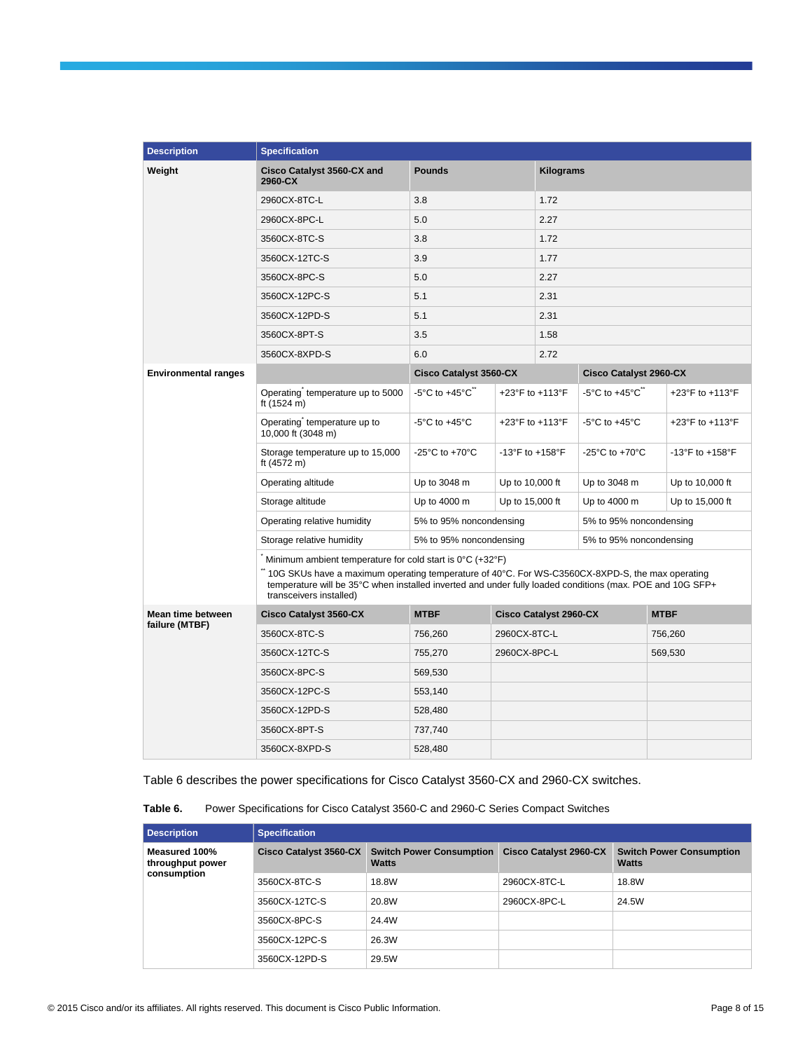| Description | Specification | | | | |
|---|---|---|---|---|---|
| **Weight** | **Cisco Catalyst 3560-CX and 2960-CX** | **Pounds** | | **Kilograms** | |
| | 2960CX-8TC-L | 3.8 | | 1.72 | |
| | 2960CX-8PC-L | 5.0 | | 2.27 | |
| | 3560CX-8TC-S | 3.8 | | 1.72 | |
| | 3560CX-12TC-S | 3.9 | | 1.77 | |
| | 3560CX-8PC-S | 5.0 | | 2.27 | |
| | 3560CX-12PC-S | 5.1 | | 2.31 | |
| | 3560CX-12PD-S | 5.1 | | 2.31 | |
| | 3560CX-8PT-S | 3.5 | | 1.58 | |
| | 3560CX-8XPD-S | 6.0 | | 2.72 | |
| **Environmental ranges** | | **Cisco Catalyst 3560-CX** | | **Cisco Catalyst 2960-CX** | |
| | Operating* temperature up to 5000 ft (1524 m) | -5°C to +45°C** | +23°F to +113°F | -5°C to +45°C** | +23°F to +113°F |
| | Operating* temperature up to 10,000 ft (3048 m) | -5°C to +45°C | +23°F to +113°F | -5°C to +45°C | +23°F to +113°F |
| | Storage temperature up to 15,000 ft (4572 m) | -25°C to +70°C | -13°F to +158°F | -25°C to +70°C | -13°F to +158°F |
| | Operating altitude | Up to 3048 m | Up to 10,000 ft | Up to 3048 m | Up to 10,000 ft |
| | Storage altitude | Up to 4000 m | Up to 15,000 ft | Up to 4000 m | Up to 15,000 ft |
| | Operating relative humidity | 5% to 95% noncondensing | | 5% to 95% noncondensing | |
| | Storage relative humidity | 5% to 95% noncondensing | | 5% to 95% noncondensing | |
| | * Minimum ambient temperature for cold start is 0°C (+32°F)<br>** 10G SKUs have a maximum operating temperature of 40°C. For WS-C3560CX-8XPD-S, the max operating temperature will be 35°C when installed inverted and under fully loaded conditions (max. POE and 10G SFP+ transceivers installed) | | | | |
| **Mean time between failure (MTBF)** | **Cisco Catalyst 3560-CX** | **MTBF** | **Cisco Catalyst 2960-CX** | **MTBF** | |
| | 3560CX-8TC-S | 756,260 | 2960CX-8TC-L | 756,260 | |
| | 3560CX-12TC-S | 755,270 | 2960CX-8PC-L | 569,530 | |
| | 3560CX-8PC-S | 569,530 | | | |
| | 3560CX-12PC-S | 553,140 | | | |
| | 3560CX-12PD-S | 528,480 | | | |
| | 3560CX-8PT-S | 737,740 | | | |
| | 3560CX-8XPD-S | 528,480 | | | |

Table 6 describes the power specifications for Cisco Catalyst 3560-CX and 2960-CX switches.

**Table 6.** Power Specifications for Cisco Catalyst 3560-C and 2960-C Series Compact Switches

| Description | Specification | | | |
|---|---|---|---|---|
| **Measured 100% throughput power consumption** | **Cisco Catalyst 3560-CX** | **Switch Power Consumption Watts** | **Cisco Catalyst 2960-CX** | **Switch Power Consumption Watts** |
| | 3560CX-8TC-S | 18.8W | 2960CX-8TC-L | 18.8W |
| | 3560CX-12TC-S | 20.8W | 2960CX-8PC-L | 24.5W |
| | 3560CX-8PC-S | 24.4W | | |
| | 3560CX-12PC-S | 26.3W | | |
| | 3560CX-12PD-S | 29.5W | | |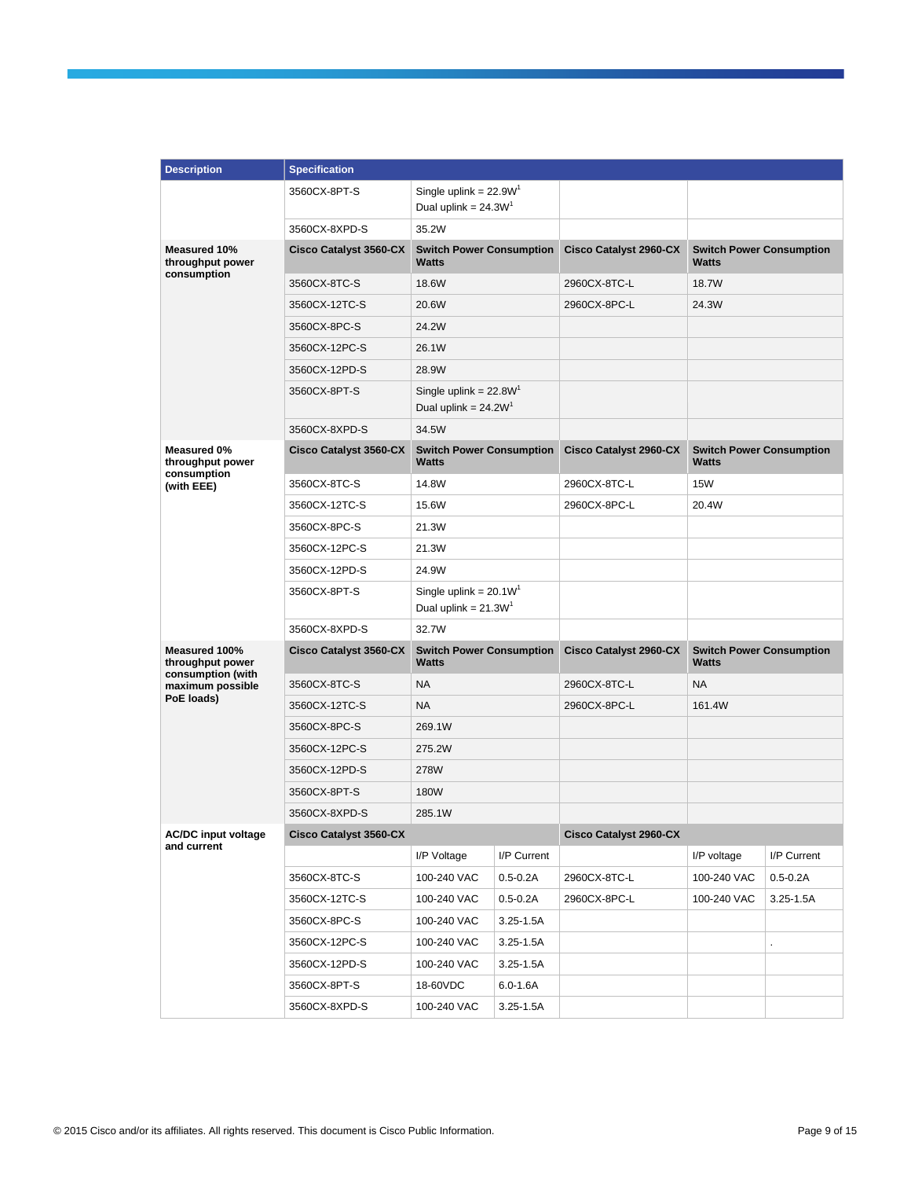| Description | Specification | | | | |
|---|---|---|---|---|---|
| | 3560CX-8PT-S | Single uplink = 22.9W[1]<br>Dual uplink = 24.3W[1] | | | |
| | 3560CX-8XPD-S | 35.2W | | | |
| **Measured 10% throughput power consumption** | **Cisco Catalyst 3560-CX** | **Switch Power Consumption Watts** | | **Cisco Catalyst 2960-CX** | **Switch Power Consumption Watts** |
| | 3560CX-8TC-S | 18.6W | | 2960CX-8TC-L | 18.7W |
| | 3560CX-12TC-S | 20.6W | | 2960CX-8PC-L | 24.3W |
| | 3560CX-8PC-S | 24.2W | | | |
| | 3560CX-12PC-S | 26.1W | | | |
| | 3560CX-12PD-S | 28.9W | | | |
| | 3560CX-8PT-S | Single uplink = 22.8W[1]<br>Dual uplink = 24.2W[1] | | | |
| | 3560CX-8XPD-S | 34.5W | | | |
| **Measured 0% throughput power consumption (with EEE)** | **Cisco Catalyst 3560-CX** | **Switch Power Consumption Watts** | | **Cisco Catalyst 2960-CX** | **Switch Power Consumption Watts** |
| | 3560CX-8TC-S | 14.8W | | 2960CX-8TC-L | 15W |
| | 3560CX-12TC-S | 15.6W | | 2960CX-8PC-L | 20.4W |
| | 3560CX-8PC-S | 21.3W | | | |
| | 3560CX-12PC-S | 21.3W | | | |
| | 3560CX-12PD-S | 24.9W | | | |
| | 3560CX-8PT-S | Single uplink = 20.1W[1]<br>Dual uplink = 21.3W[1] | | | |
| | 3560CX-8XPD-S | 32.7W | | | |
| **Measured 100% throughput power consumption (with maximum possible PoE loads)** | **Cisco Catalyst 3560-CX** | **Switch Power Consumption Watts** | | **Cisco Catalyst 2960-CX** | **Switch Power Consumption Watts** |
| | 3560CX-8TC-S | NA | | 2960CX-8TC-L | NA |
| | 3560CX-12TC-S | NA | | 2960CX-8PC-L | 161.4W |
| | 3560CX-8PC-S | 269.1W | | | |
| | 3560CX-12PC-S | 275.2W | | | |
| | 3560CX-12PD-S | 278W | | | |
| | 3560CX-8PT-S | 180W | | | |
| | 3560CX-8XPD-S | 285.1W | | | |
| **AC/DC input voltage and current** | **Cisco Catalyst 3560-CX** | | | **Cisco Catalyst 2960-CX** | | |
| | | I/P Voltage | I/P Current | | I/P voltage | I/P Current |
| | 3560CX-8TC-S | 100-240 VAC | 0.5-0.2A | 2960CX-8TC-L | 100-240 VAC | 0.5-0.2A |
| | 3560CX-12TC-S | 100-240 VAC | 0.5-0.2A | 2960CX-8PC-L | 100-240 VAC | 3.25-1.5A |
| | 3560CX-8PC-S | 100-240 VAC | 3.25-1.5A | | | |
| | 3560CX-12PC-S | 100-240 VAC | 3.25-1.5A | | | . |
| | 3560CX-12PD-S | 100-240 VAC | 3.25-1.5A | | | |
| | 3560CX-8PT-S | 18-60VDC | 6.0-1.6A | | | |
| | 3560CX-8XPD-S | 100-240 VAC | 3.25-1.5A | | | |

© 2015 Cisco and/or its affiliates. All rights reserved. This document is Cisco Public Information.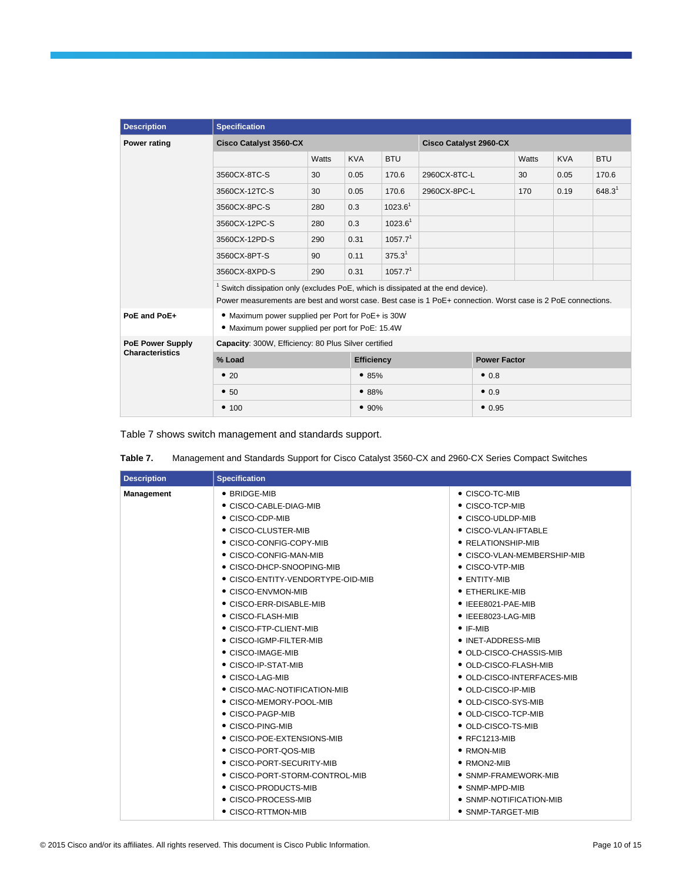| Description | Specification | | | | | | | |
|---|---|---|---|---|---|---|---|---|
| **Power rating** | **Cisco Catalyst 3560-CX** | | | | **Cisco Catalyst 2960-CX** | | | |
| | | Watts | KVA | BTU | | Watts | KVA | BTU |
| | 3560CX-8TC-S | 30 | 0.05 | 170.6 | 2960CX-8TC-L | 30 | 0.05 | 170.6 |
| | 3560CX-12TC-S | 30 | 0.05 | 170.6 | 2960CX-8PC-L | 170 | 0.19 | 648.3[1] |
| | 3560CX-8PC-S | 280 | 0.3 | 1023.6[1] | | | | |
| | 3560CX-12PC-S | 280 | 0.3 | 1023.6[1] | | | | |
| | 3560CX-12PD-S | 290 | 0.31 | 1057.7[1] | | | | |
| | 3560CX-8PT-S | 90 | 0.11 | 375.3[1] | | | | |
| | 3560CX-8XPD-S | 290 | 0.31 | 1057.7[1] | | | | |
| | [1] Switch dissipation only (excludes PoE, which is dissipated at the end device). Power measurements are best and worst case. Best case is 1 PoE+ connection. Worst case is 2 PoE connections. | | | | | | | |
| **PoE and PoE+** | • Maximum power supplied per Port for PoE+ is 30W<br>• Maximum power supplied per port for PoE: 15.4W | | | | | | | |
| **PoE Power Supply Characteristics** | **Capacity**: 300W, Efficiency: 80 Plus Silver certified | | | | | | | |
| | **% Load** | | **Efficiency** | | | **Power Factor** | | |
| | • 20 | | • 85% | | | • 0.8 | | |
| | • 50 | | • 88% | | | • 0.9 | | |
| | • 100 | | • 90% | | | • 0.95 | | |

Table 7 shows switch management and standards support.

**Table 7.** Management and Standards Support for Cisco Catalyst 3560-CX and 2960-CX Series Compact Switches

| Description | Specification | |
|---|---|---|
| **Management** | • BRIDGE-MIB<br>• CISCO-CABLE-DIAG-MIB<br>• CISCO-CDP-MIB<br>• CISCO-CLUSTER-MIB<br>• CISCO-CONFIG-COPY-MIB<br>• CISCO-CONFIG-MAN-MIB<br>• CISCO-DHCP-SNOOPING-MIB<br>• CISCO-ENTITY-VENDORTYPE-OID-MIB<br>• CISCO-ENVMON-MIB<br>• CISCO-ERR-DISABLE-MIB<br>• CISCO-FLASH-MIB<br>• CISCO-FTP-CLIENT-MIB<br>• CISCO-IGMP-FILTER-MIB<br>• CISCO-IMAGE-MIB<br>• CISCO-IP-STAT-MIB<br>• CISCO-LAG-MIB<br>• CISCO-MAC-NOTIFICATION-MIB<br>• CISCO-MEMORY-POOL-MIB<br>• CISCO-PAGP-MIB<br>• CISCO-PING-MIB<br>• CISCO-POE-EXTENSIONS-MIB<br>• CISCO-PORT-QOS-MIB<br>• CISCO-PORT-SECURITY-MIB<br>• CISCO-PORT-STORM-CONTROL-MIB<br>• CISCO-PRODUCTS-MIB<br>• CISCO-PROCESS-MIB<br>• CISCO-RTTMON-MIB | • CISCO-TC-MIB<br>• CISCO-TCP-MIB<br>• CISCO-UDLDP-MIB<br>• CISCO-VLAN-IFTABLE<br>• RELATIONSHIP-MIB<br>• CISCO-VLAN-MEMBERSHIP-MIB<br>• CISCO-VTP-MIB<br>• ENTITY-MIB<br>• ETHERLIKE-MIB<br>• IEEE8021-PAE-MIB<br>• IEEE8023-LAG-MIB<br>• IF-MIB<br>• INET-ADDRESS-MIB<br>• OLD-CISCO-CHASSIS-MIB<br>• OLD-CISCO-FLASH-MIB<br>• OLD-CISCO-INTERFACES-MIB<br>• OLD-CISCO-IP-MIB<br>• OLD-CISCO-SYS-MIB<br>• OLD-CISCO-TCP-MIB<br>• OLD-CISCO-TS-MIB<br>• RFC1213-MIB<br>• RMON-MIB<br>• RMON2-MIB<br>• SNMP-FRAMEWORK-MIB<br>• SNMP-MPD-MIB<br>• SNMP-NOTIFICATION-MIB<br>• SNMP-TARGET-MIB |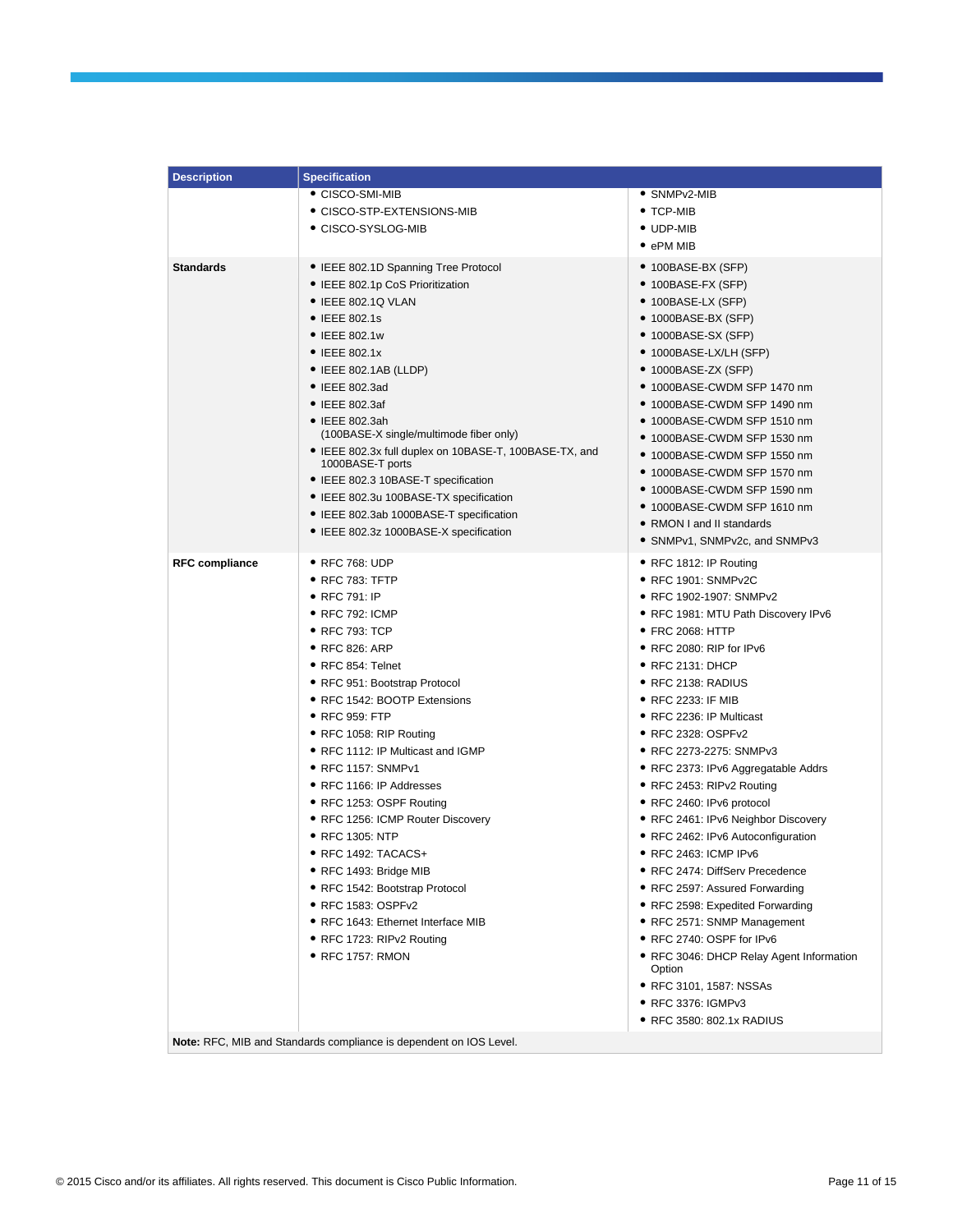| Description | Specification | |
|---|---|---|
| | • CISCO-SMI-MIB<br>• CISCO-STP-EXTENSIONS-MIB<br>• CISCO-SYSLOG-MIB | • SNMPv2-MIB<br>• TCP-MIB<br>• UDP-MIB<br>• ePM MIB |
| **Standards** | • IEEE 802.1D Spanning Tree Protocol<br>• IEEE 802.1p CoS Prioritization<br>• IEEE 802.1Q VLAN<br>• IEEE 802.1s<br>• IEEE 802.1w<br>• IEEE 802.1x<br>• IEEE 802.1AB (LLDP)<br>• IEEE 802.3ad<br>• IEEE 802.3af<br>• IEEE 802.3ah (100BASE-X single/multimode fiber only)<br>• IEEE 802.3x full duplex on 10BASE-T, 100BASE-TX, and 1000BASE-T ports<br>• IEEE 802.3 10BASE-T specification<br>• IEEE 802.3u 100BASE-TX specification<br>• IEEE 802.3ab 1000BASE-T specification<br>• IEEE 802.3z 1000BASE-X specification | • 100BASE-BX (SFP)<br>• 100BASE-FX (SFP)<br>• 100BASE-LX (SFP)<br>• 1000BASE-BX (SFP)<br>• 1000BASE-SX (SFP)<br>• 1000BASE-LX/LH (SFP)<br>• 1000BASE-ZX (SFP)<br>• 1000BASE-CWDM SFP 1470 nm<br>• 1000BASE-CWDM SFP 1490 nm<br>• 1000BASE-CWDM SFP 1510 nm<br>• 1000BASE-CWDM SFP 1530 nm<br>• 1000BASE-CWDM SFP 1550 nm<br>• 1000BASE-CWDM SFP 1570 nm<br>• 1000BASE-CWDM SFP 1590 nm<br>• 1000BASE-CWDM SFP 1610 nm<br>• RMON I and II standards<br>• SNMPv1, SNMPv2c, and SNMPv3 |
| **RFC compliance** | • RFC 768: UDP<br>• RFC 783: TFTP<br>• RFC 791: IP<br>• RFC 792: ICMP<br>• RFC 793: TCP<br>• RFC 826: ARP<br>• RFC 854: Telnet<br>• RFC 951: Bootstrap Protocol<br>• RFC 1542: BOOTP Extensions<br>• RFC 959: FTP<br>• RFC 1058: RIP Routing<br>• RFC 1112: IP Multicast and IGMP<br>• RFC 1157: SNMPv1<br>• RFC 1166: IP Addresses<br>• RFC 1253: OSPF Routing<br>• RFC 1256: ICMP Router Discovery<br>• RFC 1305: NTP<br>• RFC 1492: TACACS+<br>• RFC 1493: Bridge MIB<br>• RFC 1542: Bootstrap Protocol<br>• RFC 1583: OSPFv2<br>• RFC 1643: Ethernet Interface MIB<br>• RFC 1723: RIPv2 Routing<br>• RFC 1757: RMON | • RFC 1812: IP Routing<br>• RFC 1901: SNMPv2C<br>• RFC 1902-1907: SNMPv2<br>• RFC 1981: MTU Path Discovery IPv6<br>• FRC 2068: HTTP<br>• RFC 2080: RIP for IPv6<br>• RFC 2131: DHCP<br>• RFC 2138: RADIUS<br>• RFC 2233: IF MIB<br>• RFC 2236: IP Multicast<br>• RFC 2328: OSPFv2<br>• RFC 2273-2275: SNMPv3<br>• RFC 2373: IPv6 Aggregatable Addrs<br>• RFC 2453: RIPv2 Routing<br>• RFC 2460: IPv6 protocol<br>• RFC 2461: IPv6 Neighbor Discovery<br>• RFC 2462: IPv6 Autoconfiguration<br>• RFC 2463: ICMP IPv6<br>• RFC 2474: DiffServ Precedence<br>• RFC 2597: Assured Forwarding<br>• RFC 2598: Expedited Forwarding<br>• RFC 2571: SNMP Management<br>• RFC 2740: OSPF for IPv6<br>• RFC 3046: DHCP Relay Agent Information Option<br>• RFC 3101, 1587: NSSAs<br>• RFC 3376: IGMPv3<br>• RFC 3580: 802.1x RADIUS |

**Note:** RFC, MIB and Standards compliance is dependent on IOS Level.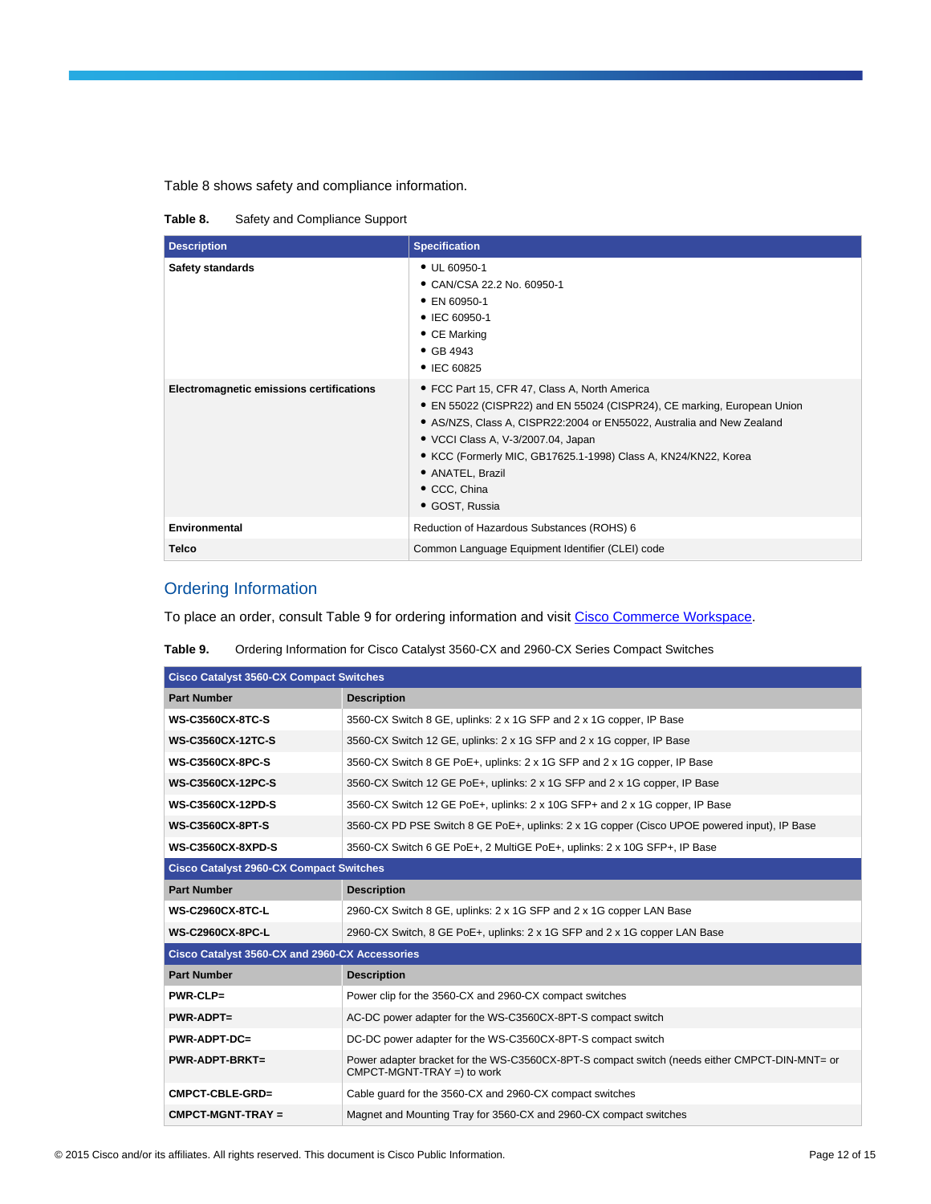Table 8 shows safety and compliance information.

**Table 8.** Safety and Compliance Support

| Description | Specification |
| --- | --- |
| **Safety standards** | • UL 60950-1<br>• CAN/CSA 22.2 No. 60950-1<br>• EN 60950-1<br>• IEC 60950-1<br>• CE Marking<br>• GB 4943<br>• IEC 60825 |
| **Electromagnetic emissions certifications** | • FCC Part 15, CFR 47, Class A, North America<br>• EN 55022 (CISPR22) and EN 55024 (CISPR24), CE marking, European Union<br>• AS/NZS, Class A, CISPR22:2004 or EN55022, Australia and New Zealand<br>• VCCI Class A, V-3/2007.04, Japan<br>• KCC (Formerly MIC, GB17625.1-1998) Class A, KN24/KN22, Korea<br>• ANATEL, Brazil<br>• CCC, China<br>• GOST, Russia |
| **Environmental** | Reduction of Hazardous Substances (ROHS) 6 |
| **Telco** | Common Language Equipment Identifier (CLEI) code |

## Ordering Information

To place an order, consult Table 9 for ordering information and visit Cisco Commerce Workspace.

**Table 9.** Ordering Information for Cisco Catalyst 3560-CX and 2960-CX Series Compact Switches

| Cisco Catalyst 3560-CX Compact Switches | |
| --- | --- |
| **Part Number** | **Description** |
| **WS-C3560CX-8TC-S** | 3560-CX Switch 8 GE, uplinks: 2 x 1G SFP and 2 x 1G copper, IP Base |
| **WS-C3560CX-12TC-S** | 3560-CX Switch 12 GE, uplinks: 2 x 1G SFP and 2 x 1G copper, IP Base |
| **WS-C3560CX-8PC-S** | 3560-CX Switch 8 GE PoE+, uplinks: 2 x 1G SFP and 2 x 1G copper, IP Base |
| **WS-C3560CX-12PC-S** | 3560-CX Switch 12 GE PoE+, uplinks: 2 x 1G SFP and 2 x 1G copper, IP Base |
| **WS-C3560CX-12PD-S** | 3560-CX Switch 12 GE PoE+, uplinks: 2 x 10G SFP+ and 2 x 1G copper, IP Base |
| **WS-C3560CX-8PT-S** | 3560-CX PD PSE Switch 8 GE PoE+, uplinks: 2 x 1G copper (Cisco UPOE powered input), IP Base |
| **WS-C3560CX-8XPD-S** | 3560-CX Switch 6 GE PoE+, 2 MultiGE PoE+, uplinks: 2 x 10G SFP+, IP Base |
| **Cisco Catalyst 2960-CX Compact Switches** | |
| **Part Number** | **Description** |
| **WS-C2960CX-8TC-L** | 2960-CX Switch 8 GE, uplinks: 2 x 1G SFP and 2 x 1G copper LAN Base |
| **WS-C2960CX-8PC-L** | 2960-CX Switch, 8 GE PoE+, uplinks: 2 x 1G SFP and 2 x 1G copper LAN Base |
| **Cisco Catalyst 3560-CX and 2960-CX Accessories** | |
| **Part Number** | **Description** |
| **PWR-CLP=** | Power clip for the 3560-CX and 2960-CX compact switches |
| **PWR-ADPT=** | AC-DC power adapter for the WS-C3560CX-8PT-S compact switch |
| **PWR-ADPT-DC=** | DC-DC power adapter for the WS-C3560CX-8PT-S compact switch |
| **PWR-ADPT-BRKT=** | Power adapter bracket for the WS-C3560CX-8PT-S compact switch (needs either CMPCT-DIN-MNT= or CMPCT-MGNT-TRAY =) to work |
| **CMPCT-CBLE-GRD=** | Cable guard for the 3560-CX and 2960-CX compact switches |
| **CMPCT-MGNT-TRAY =** | Magnet and Mounting Tray for 3560-CX and 2960-CX compact switches |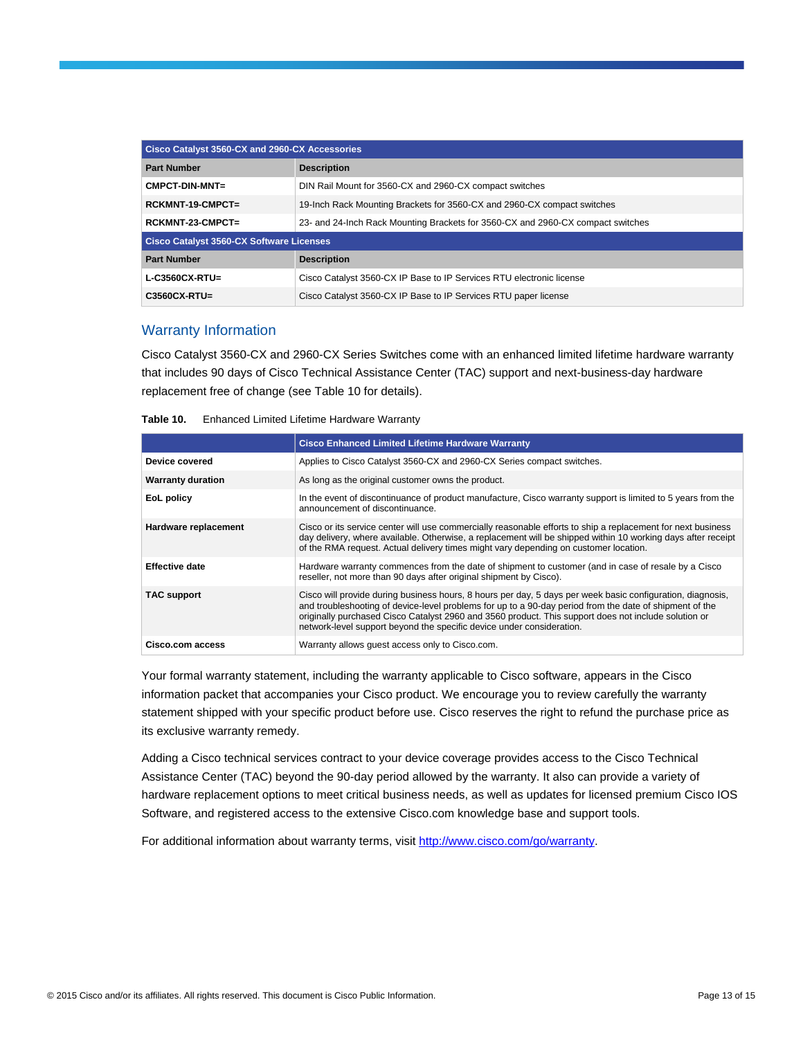| Cisco Catalyst 3560-CX and 2960-CX Accessories | |
| --- | --- |
| **Part Number** | **Description** |
| **CMPCT-DIN-MNT=** | DIN Rail Mount for 3560-CX and 2960-CX compact switches |
| **RCKMNT-19-CMPCT=** | 19-Inch Rack Mounting Brackets for 3560-CX and 2960-CX compact switches |
| **RCKMNT-23-CMPCT=** | 23- and 24-Inch Rack Mounting Brackets for 3560-CX and 2960-CX compact switches |
| **Cisco Catalyst 3560-CX Software Licenses** | |
| **Part Number** | **Description** |
| **L-C3560CX-RTU=** | Cisco Catalyst 3560-CX IP Base to IP Services RTU electronic license |
| **C3560CX-RTU=** | Cisco Catalyst 3560-CX IP Base to IP Services RTU paper license |

## Warranty Information

Cisco Catalyst 3560-CX and 2960-CX Series Switches come with an enhanced limited lifetime hardware warranty that includes 90 days of Cisco Technical Assistance Center (TAC) support and next-business-day hardware replacement free of change (see Table 10 for details).

**Table 10.** Enhanced Limited Lifetime Hardware Warranty

| | Cisco Enhanced Limited Lifetime Hardware Warranty |
| --- | --- |
| **Device covered** | Applies to Cisco Catalyst 3560-CX and 2960-CX Series compact switches. |
| **Warranty duration** | As long as the original customer owns the product. |
| **EoL policy** | In the event of discontinuance of product manufacture, Cisco warranty support is limited to 5 years from the announcement of discontinuance. |
| **Hardware replacement** | Cisco or its service center will use commercially reasonable efforts to ship a replacement for next business day delivery, where available. Otherwise, a replacement will be shipped within 10 working days after receipt of the RMA request. Actual delivery times might vary depending on customer location. |
| **Effective date** | Hardware warranty commences from the date of shipment to customer (and in case of resale by a Cisco reseller, not more than 90 days after original shipment by Cisco). |
| **TAC support** | Cisco will provide during business hours, 8 hours per day, 5 days per week basic configuration, diagnosis, and troubleshooting of device-level problems for up to a 90-day period from the date of shipment of the originally purchased Cisco Catalyst 2960 and 3560 product. This support does not include solution or network-level support beyond the specific device under consideration. |
| **Cisco.com access** | Warranty allows guest access only to Cisco.com. |

Your formal warranty statement, including the warranty applicable to Cisco software, appears in the Cisco information packet that accompanies your Cisco product. We encourage you to review carefully the warranty statement shipped with your specific product before use. Cisco reserves the right to refund the purchase price as its exclusive warranty remedy.

Adding a Cisco technical services contract to your device coverage provides access to the Cisco Technical Assistance Center (TAC) beyond the 90-day period allowed by the warranty. It also can provide a variety of hardware replacement options to meet critical business needs, as well as updates for licensed premium Cisco IOS Software, and registered access to the extensive Cisco.com knowledge base and support tools.

For additional information about warranty terms, visit [http://www.cisco.com/go/warranty](http://www.cisco.com/go/warranty).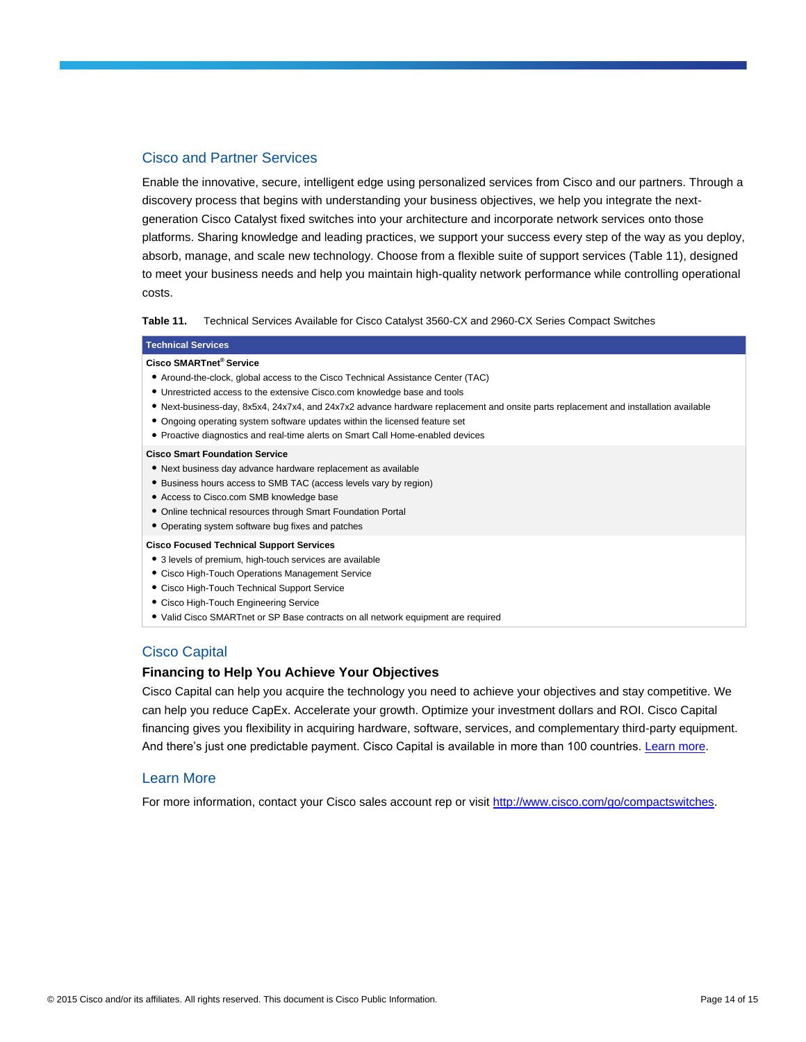## Cisco and Partner Services

Enable the innovative, secure, intelligent edge using personalized services from Cisco and our partners. Through a discovery process that begins with understanding your business objectives, we help you integrate the next-generation Cisco Catalyst fixed switches into your architecture and incorporate network services onto those platforms. Sharing knowledge and leading practices, we support your success every step of the way as you deploy, absorb, manage, and scale new technology. Choose from a flexible suite of support services (Table 11), designed to meet your business needs and help you maintain high-quality network performance while controlling operational costs.

**Table 11.** Technical Services Available for Cisco Catalyst 3560-CX and 2960-CX Series Compact Switches

| Technical Services |
| --- |
| **Cisco SMARTnet® Service**<br>• Around-the-clock, global access to the Cisco Technical Assistance Center (TAC)<br>• Unrestricted access to the extensive Cisco.com knowledge base and tools<br>• Next-business-day, 8x5x4, 24x7x4, and 24x7x2 advance hardware replacement and onsite parts replacement and installation available<br>• Ongoing operating system software updates within the licensed feature set<br>• Proactive diagnostics and real-time alerts on Smart Call Home-enabled devices |
| **Cisco Smart Foundation Service**<br>• Next business day advance hardware replacement as available<br>• Business hours access to SMB TAC (access levels vary by region)<br>• Access to Cisco.com SMB knowledge base<br>• Online technical resources through Smart Foundation Portal<br>• Operating system software bug fixes and patches |
| **Cisco Focused Technical Support Services**<br>• 3 levels of premium, high-touch services are available<br>• Cisco High-Touch Operations Management Service<br>• Cisco High-Touch Technical Support Service<br>• Cisco High-Touch Engineering Service<br>• Valid Cisco SMARTnet or SP Base contracts on all network equipment are required |

## Cisco Capital

### Financing to Help You Achieve Your Objectives

Cisco Capital can help you acquire the technology you need to achieve your objectives and stay competitive. We can help you reduce CapEx. Accelerate your growth. Optimize your investment dollars and ROI. Cisco Capital financing gives you flexibility in acquiring hardware, software, services, and complementary third-party equipment. And there's just one predictable payment. Cisco Capital is available in more than 100 countries. Learn more.

## Learn More

For more information, contact your Cisco sales account rep or visit http://www.cisco.com/go/compactswitches.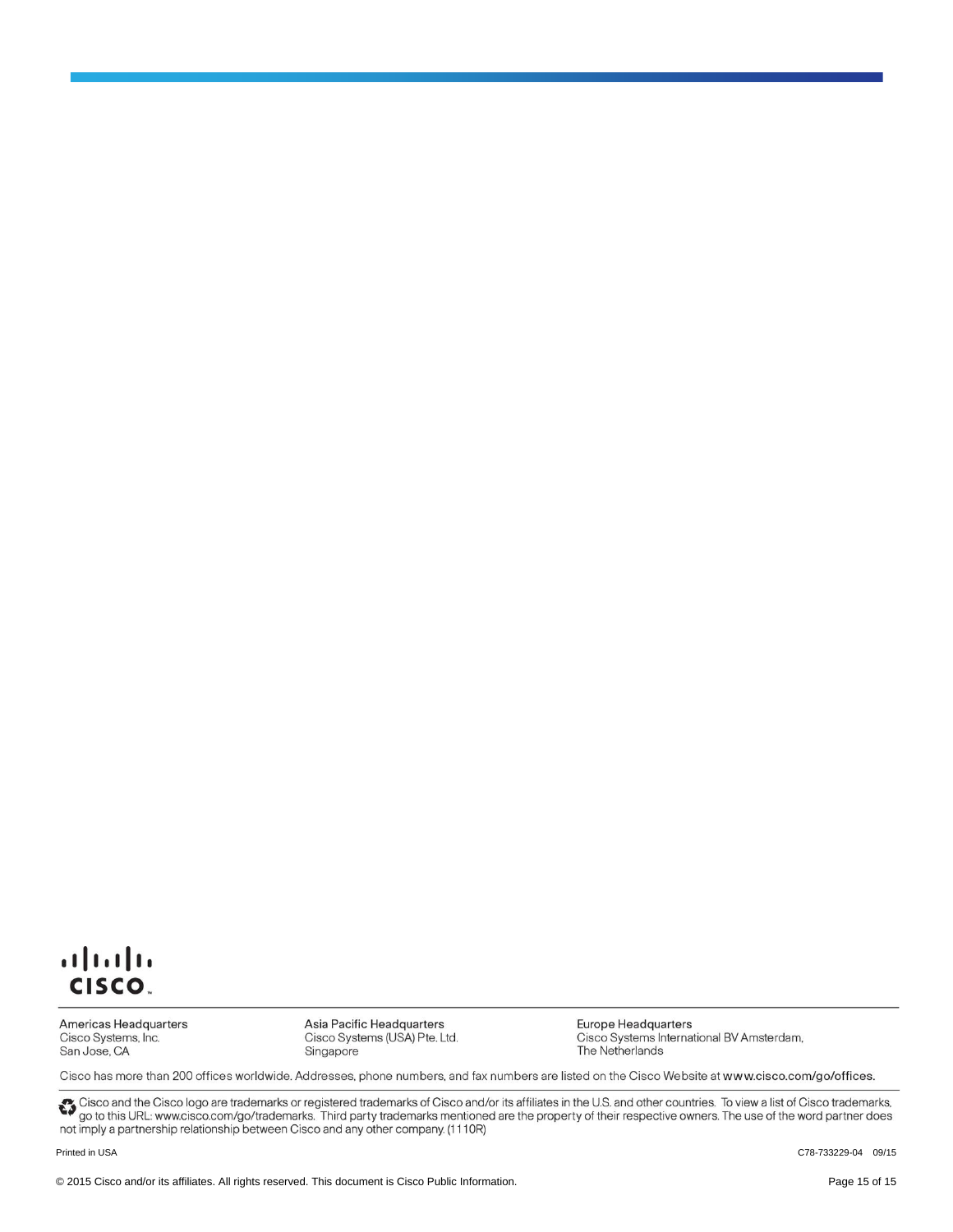Americas Headquarters
Cisco Systems, Inc.
San Jose, CA

Asia Pacific Headquarters
Cisco Systems (USA) Pte. Ltd.
Singapore

Europe Headquarters
Cisco Systems International BV Amsterdam,
The Netherlands

Cisco has more than 200 offices worldwide. Addresses, phone numbers, and fax numbers are listed on the Cisco Website at **www.cisco.com/go/offices.**

Cisco and the Cisco logo are trademarks or registered trademarks of Cisco and/or its affiliates in the U.S. and other countries. To view a list of Cisco trademarks, go to this URL: www.cisco.com/go/trademarks. Third party trademarks mentioned are the property of their respective owners. The use of the word partner does not imply a partnership relationship between Cisco and any other company. (1110R)

Printed in USA

C78-733229-04 09/15